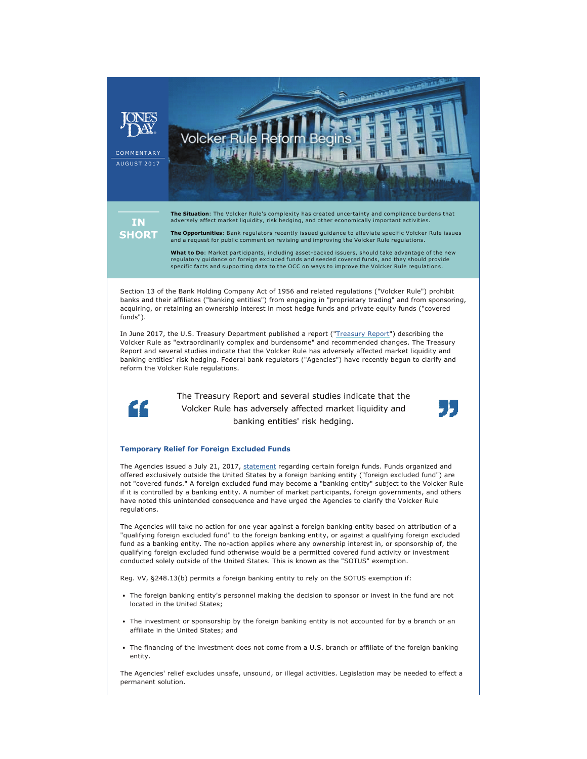JONES DAY

COMMENTARY

AUGUST 2017

# Volcker Rule Reform Begins

## IN SHORT

**The Situation**: The Volcker Rule's complexity has created uncertainty and compliance burdens that adversely affect market liquidity, risk hedging, and other economically important activities.

**The Opportunities**: Bank regulators recently issued guidance to alleviate specific Volcker Rule issues and a request for public comment on revising and improving the Volcker Rule regulations.

**What to Do**: Market participants, including asset-backed issuers, should take advantage of the new regulatory guidance on foreign excluded funds and seeded covered funds, and they should provide specific facts and supporting data to the OCC on ways to improve the Volcker Rule regulations.

Section 13 of the Bank Holding Company Act of 1956 and related regulations ("Volcker Rule") prohibit banks and their affiliates ("banking entities") from engaging in "proprietary trading" and from sponsoring, acquiring, or retaining an ownership interest in most hedge funds and private equity funds ("covered funds").

In June 2017, the U.S. Treasury Department published a report ("Treasury Report") describing the Volcker Rule as "extraordinarily complex and burdensome" and recommended changes. The Treasury Report and several studies indicate that the Volcker Rule has adversely affected market liquidity and banking entities' risk hedging. Federal bank regulators ("Agencies") have recently begun to clarify and reform the Volcker Rule regulations.

> The Treasury Report and several studies indicate that the Volcker Rule has adversely affected market liquidity and banking entities' risk hedging.

### Temporary Relief for Foreign Excluded Funds

The Agencies issued a July 21, 2017, statement regarding certain foreign funds. Funds organized and offered exclusively outside the United States by a foreign banking entity ("foreign excluded fund") are not "covered funds." A foreign excluded fund may become a "banking entity" subject to the Volcker Rule if it is controlled by a banking entity. A number of market participants, foreign governments, and others have noted this unintended consequence and have urged the Agencies to clarify the Volcker Rule regulations.

The Agencies will take no action for one year against a foreign banking entity based on attribution of a "qualifying foreign excluded fund" to the foreign banking entity, or against a qualifying foreign excluded fund as a banking entity. The no-action applies where any ownership interest in, or sponsorship of, the qualifying foreign excluded fund otherwise would be a permitted covered fund activity or investment conducted solely outside of the United States. This is known as the "SOTUS" exemption.

Reg. VV, §248.13(b) permits a foreign banking entity to rely on the SOTUS exemption if:

- The foreign banking entity's personnel making the decision to sponsor or invest in the fund are not located in the United States;
- The investment or sponsorship by the foreign banking entity is not accounted for by a branch or an affiliate in the United States; and
- The financing of the investment does not come from a U.S. branch or affiliate of the foreign banking entity.

The Agencies' relief excludes unsafe, unsound, or illegal activities. Legislation may be needed to effect a permanent solution.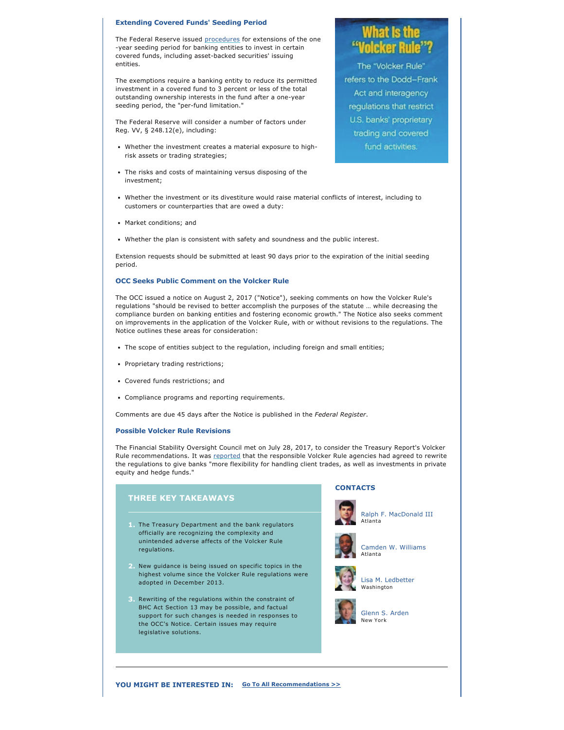### Extending Covered Funds' Seeding Period

The Federal Reserve issued procedures for extensions of the one-year seeding period for banking entities to invest in certain covered funds, including asset-backed securities' issuing entities.

The exemptions require a banking entity to reduce its permitted investment in a covered fund to 3 percent or less of the total outstanding ownership interests in the fund after a one-year seeding period, the "per-fund limitation."

The Federal Reserve will consider a number of factors under Reg. VV, § 248.12(e), including:

- Whether the investment creates a material exposure to high-risk assets or trading strategies;
- The risks and costs of maintaining versus disposing of the investment;
- Whether the investment or its divestiture would raise material conflicts of interest, including to customers or counterparties that are owed a duty:
- Market conditions; and
- Whether the plan is consistent with safety and soundness and the public interest.

Extension requests should be submitted at least 90 days prior to the expiration of the initial seeding period.

**What Is the "Volcker Rule"?**

The "Volcker Rule" refers to the Dodd–Frank Act and interagency regulations that restrict U.S. banks' proprietary trading and covered fund activities.

### OCC Seeks Public Comment on the Volcker Rule

The OCC issued a notice on August 2, 2017 ("Notice"), seeking comments on how the Volcker Rule's regulations "should be revised to better accomplish the purposes of the statute … while decreasing the compliance burden on banking entities and fostering economic growth." The Notice also seeks comment on improvements in the application of the Volcker Rule, with or without revisions to the regulations. The Notice outlines these areas for consideration:

- The scope of entities subject to the regulation, including foreign and small entities;
- Proprietary trading restrictions;
- Covered funds restrictions; and
- Compliance programs and reporting requirements.

Comments are due 45 days after the Notice is published in the *Federal Register*.

### Possible Volcker Rule Revisions

The Financial Stability Oversight Council met on July 28, 2017, to consider the Treasury Report's Volcker Rule recommendations. It was reported that the responsible Volcker Rule agencies had agreed to rewrite the regulations to give banks "more flexibility for handling client trades, as well as investments in private equity and hedge funds."

### THREE KEY TAKEAWAYS

1. The Treasury Department and the bank regulators officially are recognizing the complexity and unintended adverse affects of the Volcker Rule regulations.
2. New guidance is being issued on specific topics in the highest volume since the Volcker Rule regulations were adopted in December 2013.
3. Rewriting of the regulations within the constraint of BHC Act Section 13 may be possible, and factual support for such changes is needed in responses to the OCC's Notice. Certain issues may require legislative solutions.

### CONTACTS

Ralph F. MacDonald III
Atlanta

Camden W. Williams
Atlanta

Lisa M. Ledbetter
Washington

Glenn S. Arden
New York

**YOU MIGHT BE INTERESTED IN:** Go To All Recommendations >>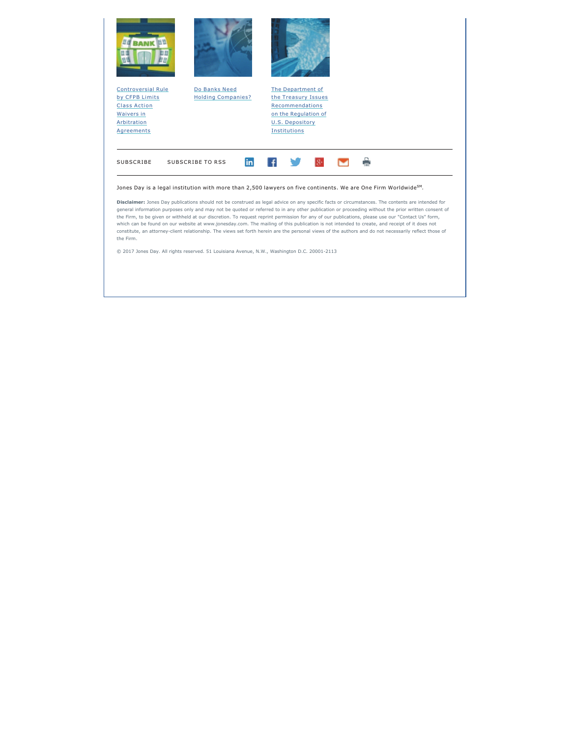Controversial Rule by CFPB Limits Class Action Waivers in Arbitration Agreements

Do Banks Need Holding Companies?

The Department of the Treasury Issues Recommendations on the Regulation of U.S. Depository Institutions

SUBSCRIBE SUBSCRIBE TO RSS

Jones Day is a legal institution with more than 2,500 lawyers on five continents. We are One Firm Worldwide℠.

**Disclaimer:** Jones Day publications should not be construed as legal advice on any specific facts or circumstances. The contents are intended for general information purposes only and may not be quoted or referred to in any other publication or proceeding without the prior written consent of the Firm, to be given or withheld at our discretion. To request reprint permission for any of our publications, please use our "Contact Us" form, which can be found on our website at www.jonesday.com. The mailing of this publication is not intended to create, and receipt of it does not constitute, an attorney-client relationship. The views set forth herein are the personal views of the authors and do not necessarily reflect those of the Firm.

© 2017 Jones Day. All rights reserved. 51 Louisiana Avenue, N.W., Washington D.C. 20001-2113